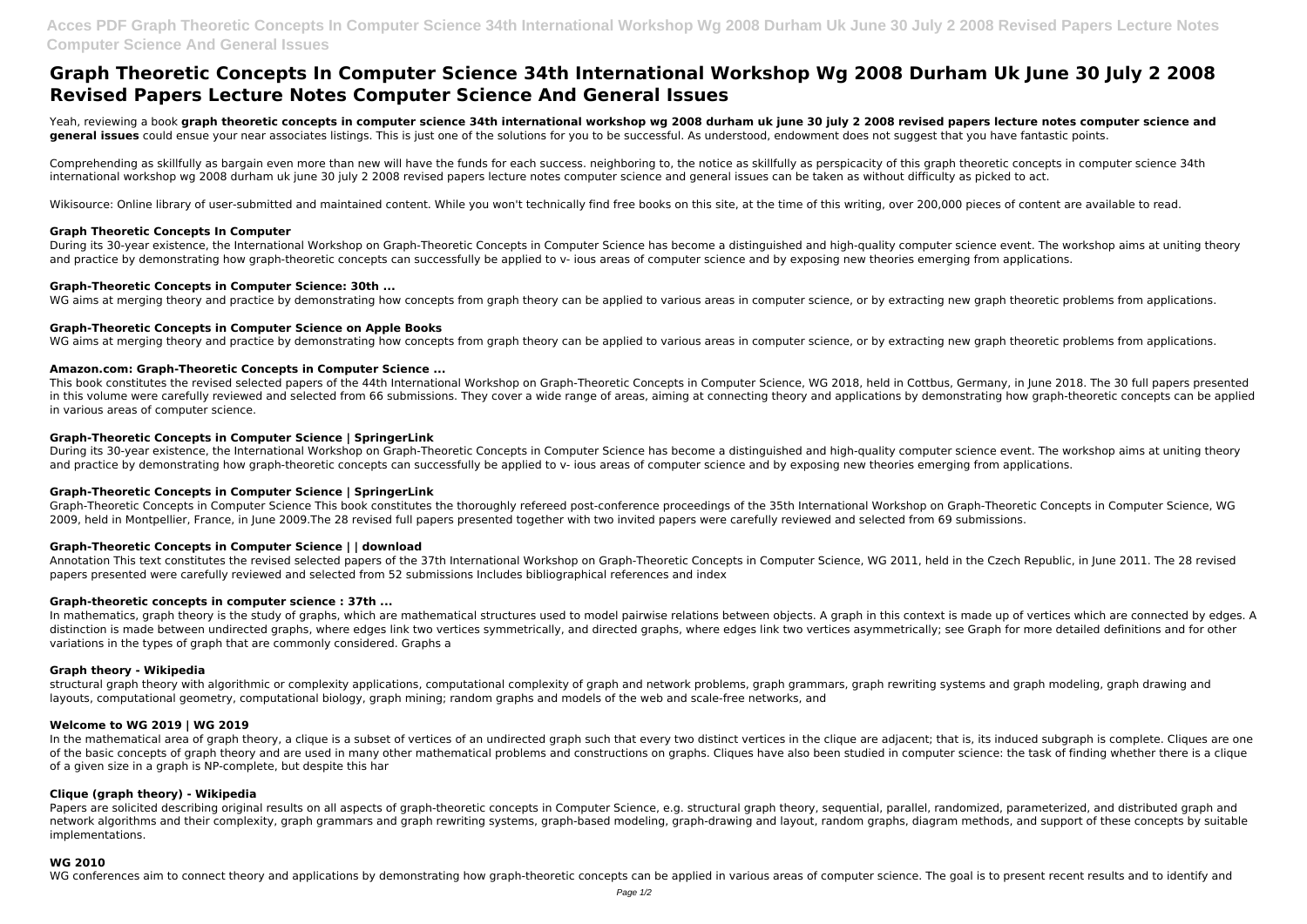# Graph Theoretic Concepts In Computer Science 34th International Workshop Wg 2008 Durham Uk June 30 July 2 2008 Revised Papers Lecture Notes Computer Science And General Issues

Yeah, reviewing a book **graph theoretic concepts in computer science 34th international workshop wg 2008 durham uk june 30 july 2 2008 revised papers lecture notes computer science and general issues** could ensue your near associates listings. This is just one of the solutions for you to be successful. As understood, endowment does not suggest that you have fantastic points.

Comprehending as skillfully as bargain even more than new will have the funds for each success. neighboring to, the notice as skillfully as perspicacity of this graph theoretic concepts in computer science 34th international workshop wg 2008 durham uk june 30 july 2 2008 revised papers lecture notes computer science and general issues can be taken as without difficulty as picked to act.

Wikisource: Online library of user-submitted and maintained content. While you won't technically find free books on this site, at the time of this writing, over 200,000 pieces of content are available to read.

### Graph Theoretic Concepts In Computer

During its 30-year existence, the International Workshop on Graph-Theoretic Concepts in Computer Science has become a distinguished and high-quality computer science event. The workshop aims at uniting theory and practice by demonstrating how graph-theoretic concepts can successfully be applied to v- ious areas of computer science and by exposing new theories emerging from applications.

### Graph-Theoretic Concepts in Computer Science: 30th ...

WG aims at merging theory and practice by demonstrating how concepts from graph theory can be applied to various areas in computer science, or by extracting new graph theoretic problems from applications.

### Graph-Theoretic Concepts in Computer Science on Apple Books

WG aims at merging theory and practice by demonstrating how concepts from graph theory can be applied to various areas in computer science, or by extracting new graph theoretic problems from applications.

### Amazon.com: Graph-Theoretic Concepts in Computer Science ...

This book constitutes the revised selected papers of the 44th International Workshop on Graph-Theoretic Concepts in Computer Science, WG 2018, held in Cottbus, Germany, in June 2018. The 30 full papers presented in this volume were carefully reviewed and selected from 66 submissions. They cover a wide range of areas, aiming at connecting theory and applications by demonstrating how graph-theoretic concepts can be applied in various areas of computer science.

### Graph-Theoretic Concepts in Computer Science | SpringerLink

During its 30-year existence, the International Workshop on Graph-Theoretic Concepts in Computer Science has become a distinguished and high-quality computer science event. The workshop aims at uniting theory and practice by demonstrating how graph-theoretic concepts can successfully be applied to v- ious areas of computer science and by exposing new theories emerging from applications.

### Graph-Theoretic Concepts in Computer Science | SpringerLink

Graph-Theoretic Concepts in Computer Science This book constitutes the thoroughly refereed post-conference proceedings of the 35th International Workshop on Graph-Theoretic Concepts in Computer Science, WG 2009, held in Montpellier, France, in June 2009.The 28 revised full papers presented together with two invited papers were carefully reviewed and selected from 69 submissions.

### Graph-Theoretic Concepts in Computer Science | | download

Annotation This text constitutes the revised selected papers of the 37th International Workshop on Graph-Theoretic Concepts in Computer Science, WG 2011, held in the Czech Republic, in June 2011. The 28 revised papers presented were carefully reviewed and selected from 52 submissions Includes bibliographical references and index

### Graph-theoretic concepts in computer science : 37th ...

In mathematics, graph theory is the study of graphs, which are mathematical structures used to model pairwise relations between objects. A graph in this context is made up of vertices which are connected by edges. A distinction is made between undirected graphs, where edges link two vertices symmetrically, and directed graphs, where edges link two vertices asymmetrically; see Graph for more detailed definitions and for other variations in the types of graph that are commonly considered. Graphs a

### Graph theory - Wikipedia

structural graph theory with algorithmic or complexity applications, computational complexity of graph and network problems, graph grammars, graph rewriting systems and graph modeling, graph drawing and layouts, computational geometry, computational biology, graph mining; random graphs and models of the web and scale-free networks, and

### Welcome to WG 2019 | WG 2019

In the mathematical area of graph theory, a clique is a subset of vertices of an undirected graph such that every two distinct vertices in the clique are adjacent; that is, its induced subgraph is complete. Cliques are one of the basic concepts of graph theory and are used in many other mathematical problems and constructions on graphs. Cliques have also been studied in computer science: the task of finding whether there is a clique of a given size in a graph is NP-complete, but despite this har

### Clique (graph theory) - Wikipedia

Papers are solicited describing original results on all aspects of graph-theoretic concepts in Computer Science, e.g. structural graph theory, sequential, parallel, randomized, parameterized, and distributed graph and network algorithms and their complexity, graph grammars and graph rewriting systems, graph-based modeling, graph-drawing and layout, random graphs, diagram methods, and support of these concepts by suitable implementations.

### WG 2010

WG conferences aim to connect theory and applications by demonstrating how graph-theoretic concepts can be applied in various areas of computer science. The goal is to present recent results and to identify and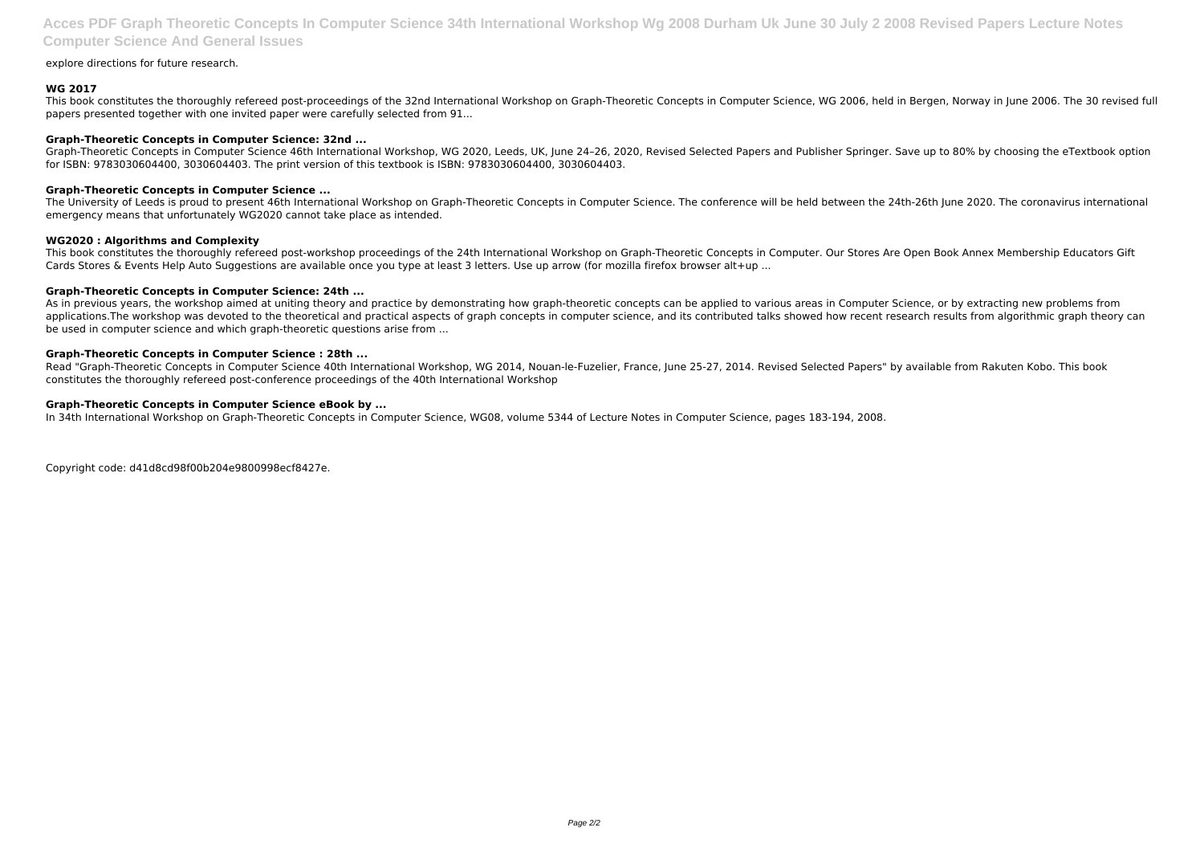explore directions for future research.

### WG 2017

This book constitutes the thoroughly refereed post-proceedings of the 32nd International Workshop on Graph-Theoretic Concepts in Computer Science, WG 2006, held in Bergen, Norway in June 2006. The 30 revised full papers presented together with one invited paper were carefully selected from 91...

### Graph-Theoretic Concepts in Computer Science: 32nd ...

Graph-Theoretic Concepts in Computer Science 46th International Workshop, WG 2020, Leeds, UK, June 24–26, 2020, Revised Selected Papers and Publisher Springer. Save up to 80% by choosing the eTextbook option for ISBN: 9783030604400, 3030604403. The print version of this textbook is ISBN: 9783030604400, 3030604403.

### Graph-Theoretic Concepts in Computer Science ...

The University of Leeds is proud to present 46th International Workshop on Graph-Theoretic Concepts in Computer Science. The conference will be held between the 24th-26th June 2020. The coronavirus international emergency means that unfortunately WG2020 cannot take place as intended.

### WG2020 : Algorithms and Complexity

This book constitutes the thoroughly refereed post-workshop proceedings of the 24th International Workshop on Graph-Theoretic Concepts in Computer. Our Stores Are Open Book Annex Membership Educators Gift Cards Stores & Events Help Auto Suggestions are available once you type at least 3 letters. Use up arrow (for mozilla firefox browser alt+up ...

### Graph-Theoretic Concepts in Computer Science: 24th ...

As in previous years, the workshop aimed at uniting theory and practice by demonstrating how graph-theoretic concepts can be applied to various areas in Computer Science, or by extracting new problems from applications.The workshop was devoted to the theoretical and practical aspects of graph concepts in computer science, and its contributed talks showed how recent research results from algorithmic graph theory can be used in computer science and which graph-theoretic questions arise from ...

### Graph-Theoretic Concepts in Computer Science : 28th ...

Read "Graph-Theoretic Concepts in Computer Science 40th International Workshop, WG 2014, Nouan-le-Fuzelier, France, June 25-27, 2014. Revised Selected Papers" by available from Rakuten Kobo. This book constitutes the thoroughly refereed post-conference proceedings of the 40th International Workshop

### Graph-Theoretic Concepts in Computer Science eBook by ...

In 34th International Workshop on Graph-Theoretic Concepts in Computer Science, WG08, volume 5344 of Lecture Notes in Computer Science, pages 183-194, 2008.

Copyright code: d41d8cd98f00b204e9800998ecf8427e.